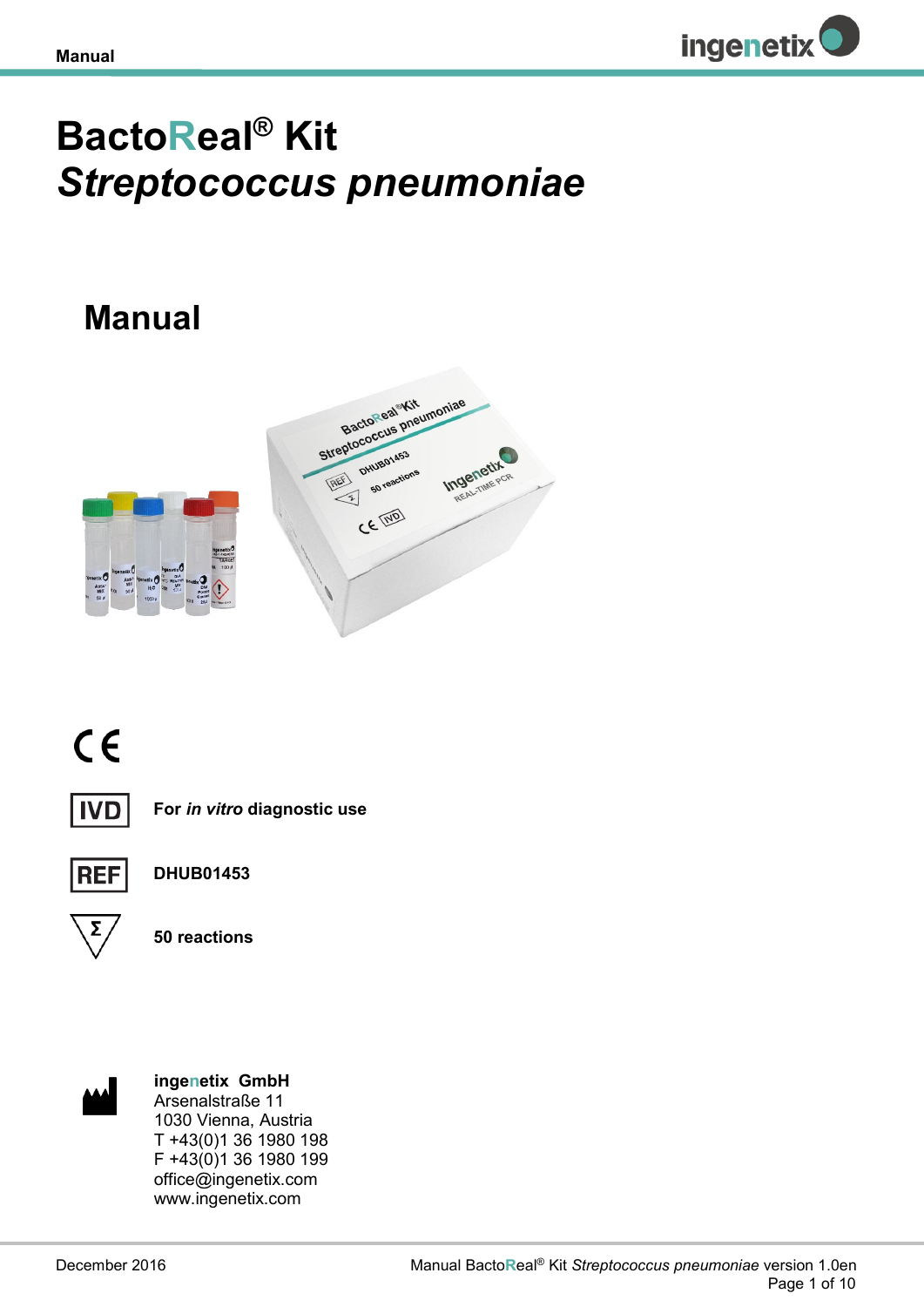# BactoReal® Kit *Streptococcus pneumoniae*

## Manual

CE

IVD For *in vitro* diagnostic use

REF DHUB01453

Σ 50 reactions

**ingenetix GmbH**
Arsenalstraße 11
1030 Vienna, Austria
T +43(0)1 36 1980 198
F +43(0)1 36 1980 199
office@ingenetix.com
www.ingenetix.com

December 2016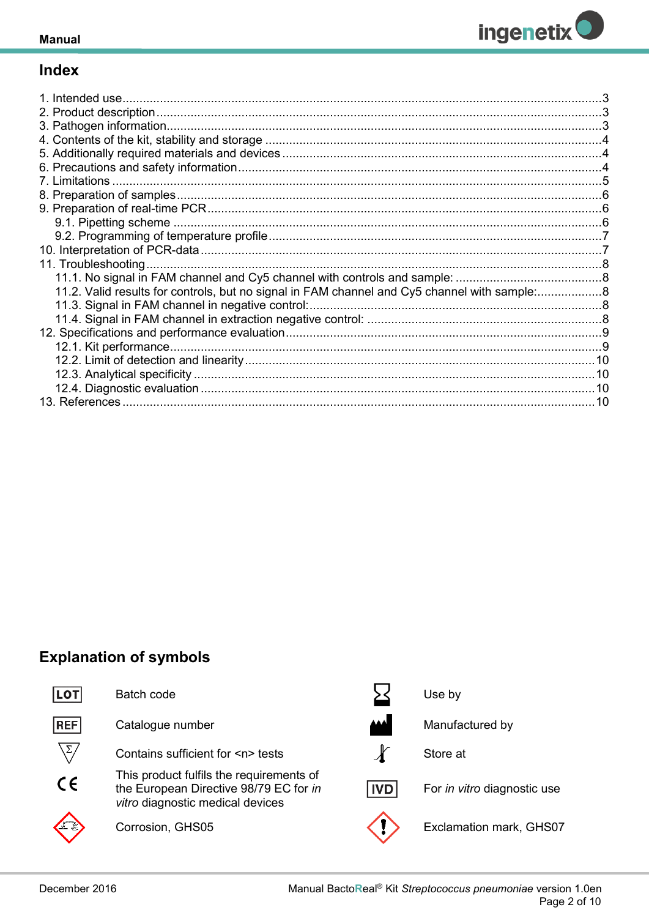# Index

1. Intended use .......... 3
2. Product description .......... 3
3. Pathogen information .......... 3
4. Contents of the kit, stability and storage .......... 4
5. Additionally required materials and devices .......... 4
6. Precautions and safety information .......... 4
7. Limitations .......... 5
8. Preparation of samples .......... 6
9. Preparation of real-time PCR .......... 6
   - 9.1. Pipetting scheme .......... 6
   - 9.2. Programming of temperature profile .......... 7
10. Interpretation of PCR-data .......... 7
11. Troubleshooting .......... 8
    - 11.1. No signal in FAM channel and Cy5 channel with controls and sample: .......... 8
    - 11.2. Valid results for controls, but no signal in FAM channel and Cy5 channel with sample: .......... 8
    - 11.3. Signal in FAM channel in negative control: .......... 8
    - 11.4. Signal in FAM channel in extraction negative control: .......... 8
12. Specifications and performance evaluation .......... 9
    - 12.1. Kit performance .......... 9
    - 12.2. Limit of detection and linearity .......... 10
    - 12.3. Analytical specificity .......... 10
    - 12.4. Diagnostic evaluation .......... 10
13. References .......... 10

# Explanation of symbols

| | | | |
|---|---|---|---|
| LOT | Batch code | | Use by |
| REF | Catalogue number | | Manufactured by |
| Σ | Contains sufficient for <n> tests | | Store at |
| CE | This product fulfils the requirements of the European Directive 98/79 EC for *in vitro* diagnostic medical devices | IVD | For *in vitro* diagnostic use |
| | Corrosion, GHS05 | | Exclamation mark, GHS07 |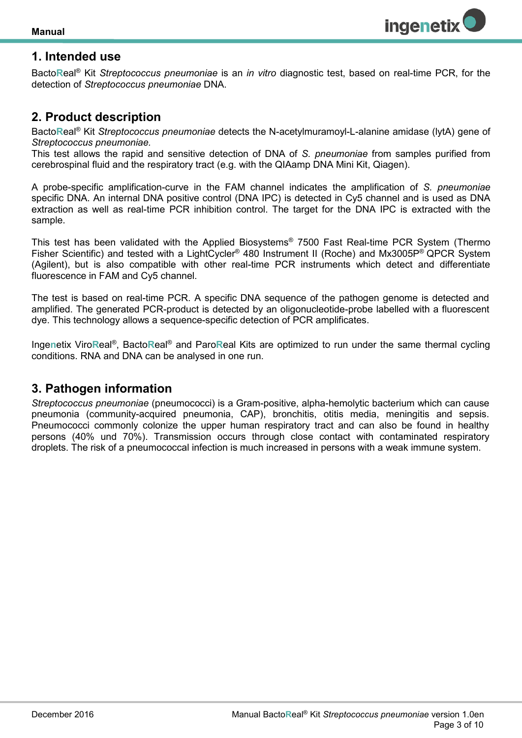## 1. Intended use

BactoReal® Kit *Streptococcus pneumoniae* is an *in vitro* diagnostic test, based on real-time PCR, for the detection of *Streptococcus pneumoniae* DNA.

## 2. Product description

BactoReal® Kit *Streptococcus pneumoniae* detects the N-acetylmuramoyl-L-alanine amidase (lytA) gene of *Streptococcus pneumoniae.*
This test allows the rapid and sensitive detection of DNA of *S. pneumoniae* from samples purified from cerebrospinal fluid and the respiratory tract (e.g. with the QIAamp DNA Mini Kit, Qiagen).

A probe-specific amplification-curve in the FAM channel indicates the amplification of *S. pneumoniae* specific DNA. An internal DNA positive control (DNA IPC) is detected in Cy5 channel and is used as DNA extraction as well as real-time PCR inhibition control. The target for the DNA IPC is extracted with the sample.

This test has been validated with the Applied Biosystems® 7500 Fast Real-time PCR System (Thermo Fisher Scientific) and tested with a LightCycler® 480 Instrument II (Roche) and Mx3005P® QPCR System (Agilent), but is also compatible with other real-time PCR instruments which detect and differentiate fluorescence in FAM and Cy5 channel.

The test is based on real-time PCR. A specific DNA sequence of the pathogen genome is detected and amplified. The generated PCR-product is detected by an oligonucleotide-probe labelled with a fluorescent dye. This technology allows a sequence-specific detection of PCR amplificates.

Ingenetix ViroReal®, BactoReal® and ParoReal Kits are optimized to run under the same thermal cycling conditions. RNA and DNA can be analysed in one run.

## 3. Pathogen information

*Streptococcus pneumoniae* (pneumococci) is a Gram-positive, alpha-hemolytic bacterium which can cause pneumonia (community-acquired pneumonia, CAP), bronchitis, otitis media, meningitis and sepsis. Pneumococci commonly colonize the upper human respiratory tract and can also be found in healthy persons (40% und 70%). Transmission occurs through close contact with contaminated respiratory droplets. The risk of a pneumococcal infection is much increased in persons with a weak immune system.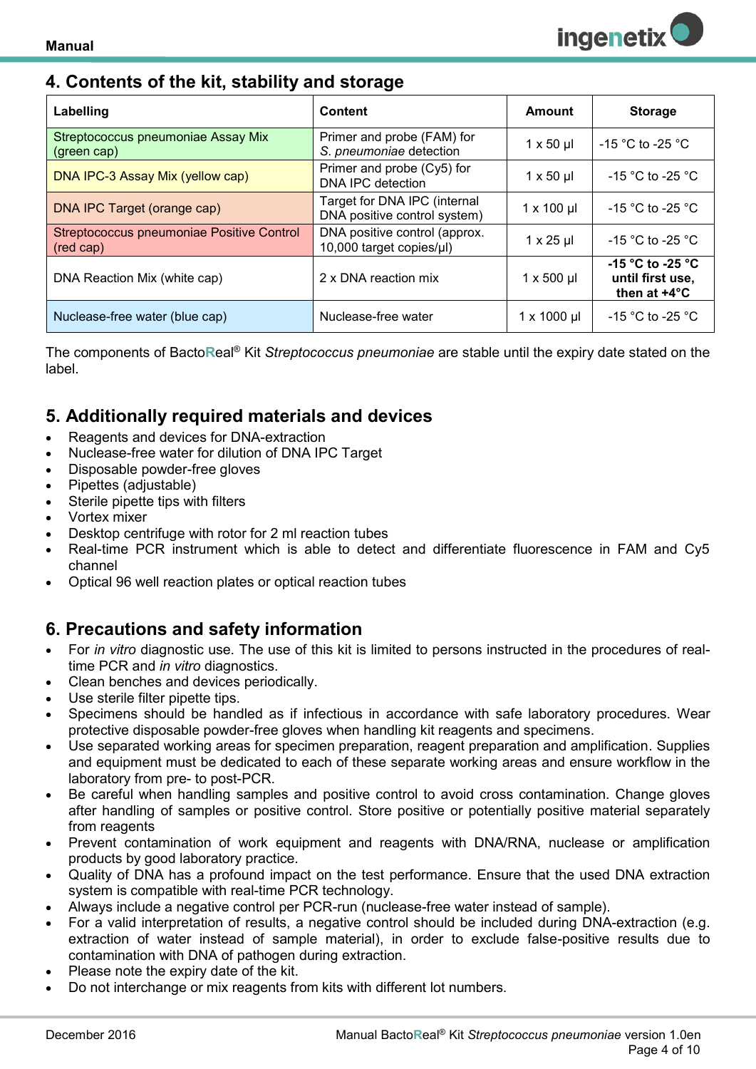## 4. Contents of the kit, stability and storage

| Labelling | Content | Amount | Storage |
|---|---|---|---|
| Streptococcus pneumoniae Assay Mix (green cap) | Primer and probe (FAM) for *S. pneumoniae* detection | 1 x 50 µl | -15 °C to -25 °C |
| DNA IPC-3 Assay Mix (yellow cap) | Primer and probe (Cy5) for DNA IPC detection | 1 x 50 µl | -15 °C to -25 °C |
| DNA IPC Target (orange cap) | Target for DNA IPC (internal DNA positive control system) | 1 x 100 µl | -15 °C to -25 °C |
| Streptococcus pneumoniae Positive Control (red cap) | DNA positive control (approx. 10,000 target copies/µl) | 1 x 25 µl | -15 °C to -25 °C |
| DNA Reaction Mix (white cap) | 2 x DNA reaction mix | 1 x 500 µl | **-15 °C to -25 °C until first use, then at +4°C** |
| Nuclease-free water (blue cap) | Nuclease-free water | 1 x 1000 µl | -15 °C to -25 °C |

The components of BactoReal® Kit *Streptococcus pneumoniae* are stable until the expiry date stated on the label.

## 5. Additionally required materials and devices

- Reagents and devices for DNA-extraction
- Nuclease-free water for dilution of DNA IPC Target
- Disposable powder-free gloves
- Pipettes (adjustable)
- Sterile pipette tips with filters
- Vortex mixer
- Desktop centrifuge with rotor for 2 ml reaction tubes
- Real-time PCR instrument which is able to detect and differentiate fluorescence in FAM and Cy5 channel
- Optical 96 well reaction plates or optical reaction tubes

## 6. Precautions and safety information

- For *in vitro* diagnostic use. The use of this kit is limited to persons instructed in the procedures of real-time PCR and *in vitro* diagnostics.
- Clean benches and devices periodically.
- Use sterile filter pipette tips.
- Specimens should be handled as if infectious in accordance with safe laboratory procedures. Wear protective disposable powder-free gloves when handling kit reagents and specimens.
- Use separated working areas for specimen preparation, reagent preparation and amplification. Supplies and equipment must be dedicated to each of these separate working areas and ensure workflow in the laboratory from pre- to post-PCR.
- Be careful when handling samples and positive control to avoid cross contamination. Change gloves after handling of samples or positive control. Store positive or potentially positive material separately from reagents
- Prevent contamination of work equipment and reagents with DNA/RNA, nuclease or amplification products by good laboratory practice.
- Quality of DNA has a profound impact on the test performance. Ensure that the used DNA extraction system is compatible with real-time PCR technology.
- Always include a negative control per PCR-run (nuclease-free water instead of sample).
- For a valid interpretation of results, a negative control should be included during DNA-extraction (e.g. extraction of water instead of sample material), in order to exclude false-positive results due to contamination with DNA of pathogen during extraction.
- Please note the expiry date of the kit.
- Do not interchange or mix reagents from kits with different lot numbers.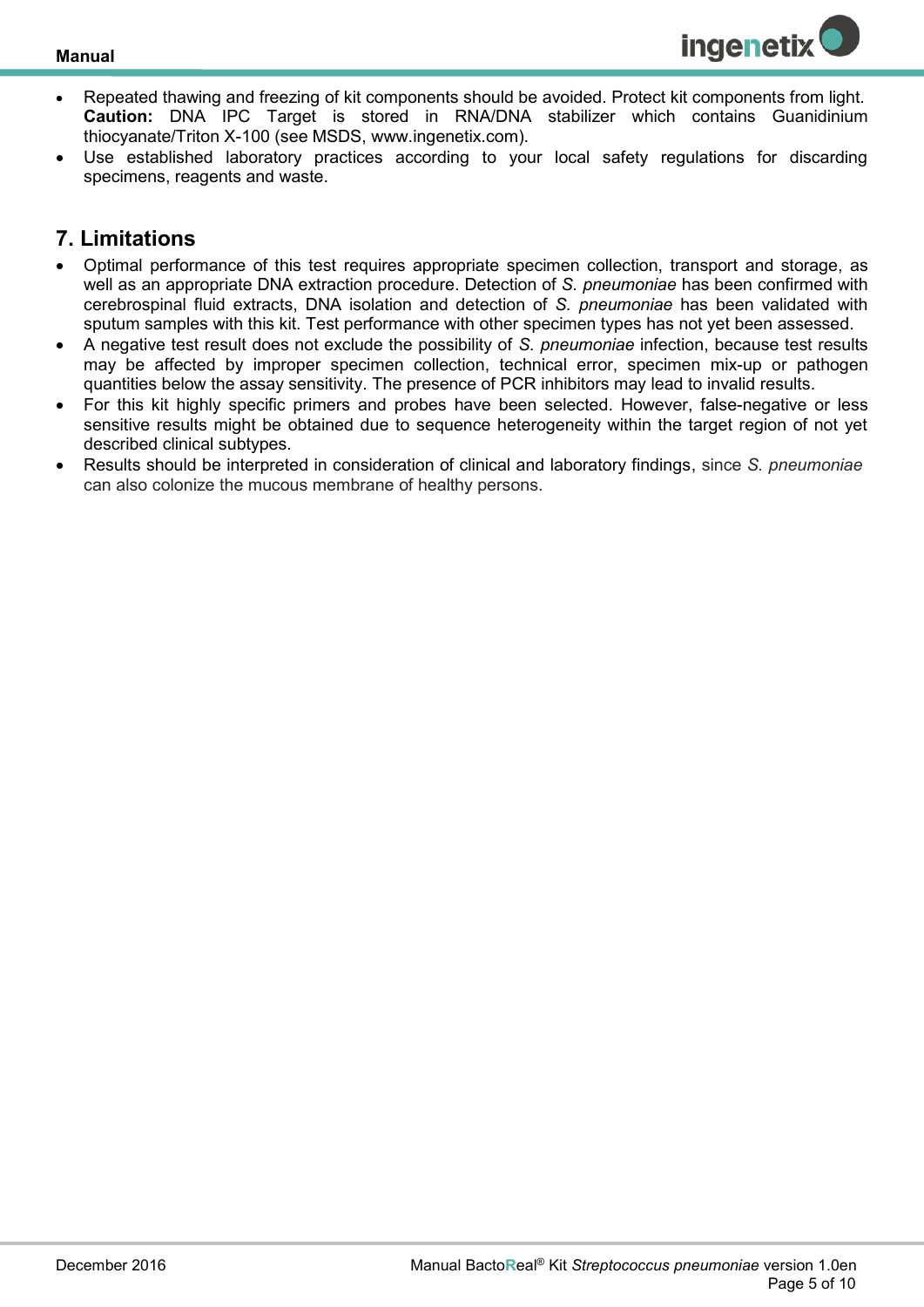- Repeated thawing and freezing of kit components should be avoided. Protect kit components from light. **Caution:** DNA IPC Target is stored in RNA/DNA stabilizer which contains Guanidinium thiocyanate/Triton X-100 (see MSDS, www.ingenetix.com).
- Use established laboratory practices according to your local safety regulations for discarding specimens, reagents and waste.

## 7. Limitations

- Optimal performance of this test requires appropriate specimen collection, transport and storage, as well as an appropriate DNA extraction procedure. Detection of *S. pneumoniae* has been confirmed with cerebrospinal fluid extracts, DNA isolation and detection of *S. pneumoniae* has been validated with sputum samples with this kit. Test performance with other specimen types has not yet been assessed.
- A negative test result does not exclude the possibility of *S. pneumoniae* infection, because test results may be affected by improper specimen collection, technical error, specimen mix-up or pathogen quantities below the assay sensitivity. The presence of PCR inhibitors may lead to invalid results.
- For this kit highly specific primers and probes have been selected. However, false-negative or less sensitive results might be obtained due to sequence heterogeneity within the target region of not yet described clinical subtypes.
- Results should be interpreted in consideration of clinical and laboratory findings, since *S. pneumoniae* can also colonize the mucous membrane of healthy persons.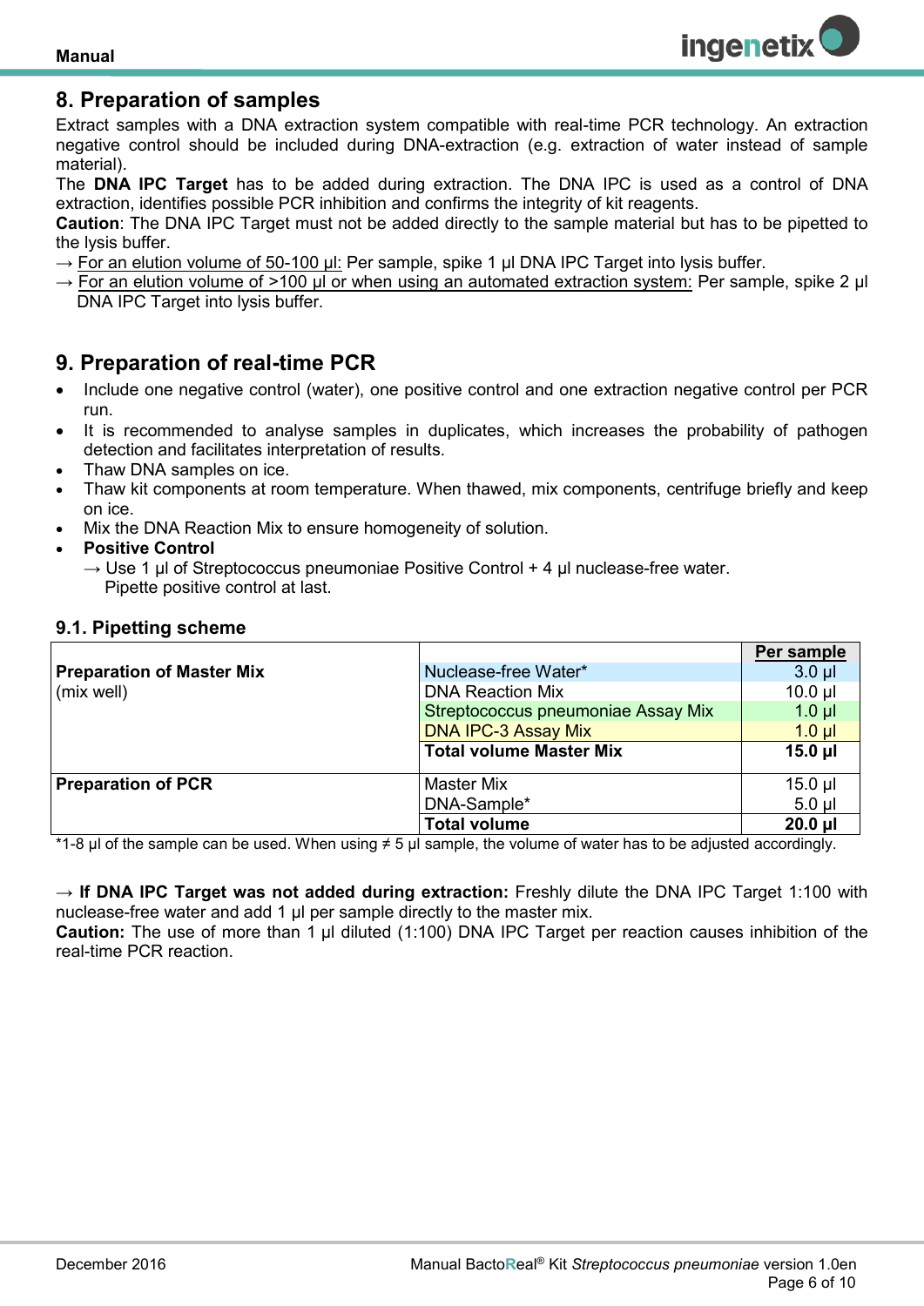## 8. Preparation of samples

Extract samples with a DNA extraction system compatible with real-time PCR technology. An extraction negative control should be included during DNA-extraction (e.g. extraction of water instead of sample material).

The **DNA IPC Target** has to be added during extraction. The DNA IPC is used as a control of DNA extraction, identifies possible PCR inhibition and confirms the integrity of kit reagents.

**Caution**: The DNA IPC Target must not be added directly to the sample material but has to be pipetted to the lysis buffer.

→ For an elution volume of 50-100 µl: Per sample, spike 1 µl DNA IPC Target into lysis buffer.

→ For an elution volume of >100 µl or when using an automated extraction system: Per sample, spike 2 µl DNA IPC Target into lysis buffer.

## 9. Preparation of real-time PCR

- Include one negative control (water), one positive control and one extraction negative control per PCR run.
- It is recommended to analyse samples in duplicates, which increases the probability of pathogen detection and facilitates interpretation of results.
- Thaw DNA samples on ice.
- Thaw kit components at room temperature. When thawed, mix components, centrifuge briefly and keep on ice.
- Mix the DNA Reaction Mix to ensure homogeneity of solution.
- **Positive Control**
  → Use 1 µl of Streptococcus pneumoniae Positive Control + 4 µl nuclease-free water.
  Pipette positive control at last.

### 9.1. Pipetting scheme

| | | Per sample |
|---|---|---|
| **Preparation of Master Mix** (mix well) | Nuclease-free Water* | 3.0 µl |
| | DNA Reaction Mix | 10.0 µl |
| | Streptococcus pneumoniae Assay Mix | 1.0 µl |
| | DNA IPC-3 Assay Mix | 1.0 µl |
| | **Total volume Master Mix** | **15.0 µl** |
| **Preparation of PCR** | Master Mix | 15.0 µl |
| | DNA-Sample* | 5.0 µl |
| | **Total volume** | **20.0 µl** |

*1-8 µl of the sample can be used. When using ≠ 5 µl sample, the volume of water has to be adjusted accordingly.

→ **If DNA IPC Target was not added during extraction:** Freshly dilute the DNA IPC Target 1:100 with nuclease-free water and add 1 µl per sample directly to the master mix.

**Caution:** The use of more than 1 µl diluted (1:100) DNA IPC Target per reaction causes inhibition of the real-time PCR reaction.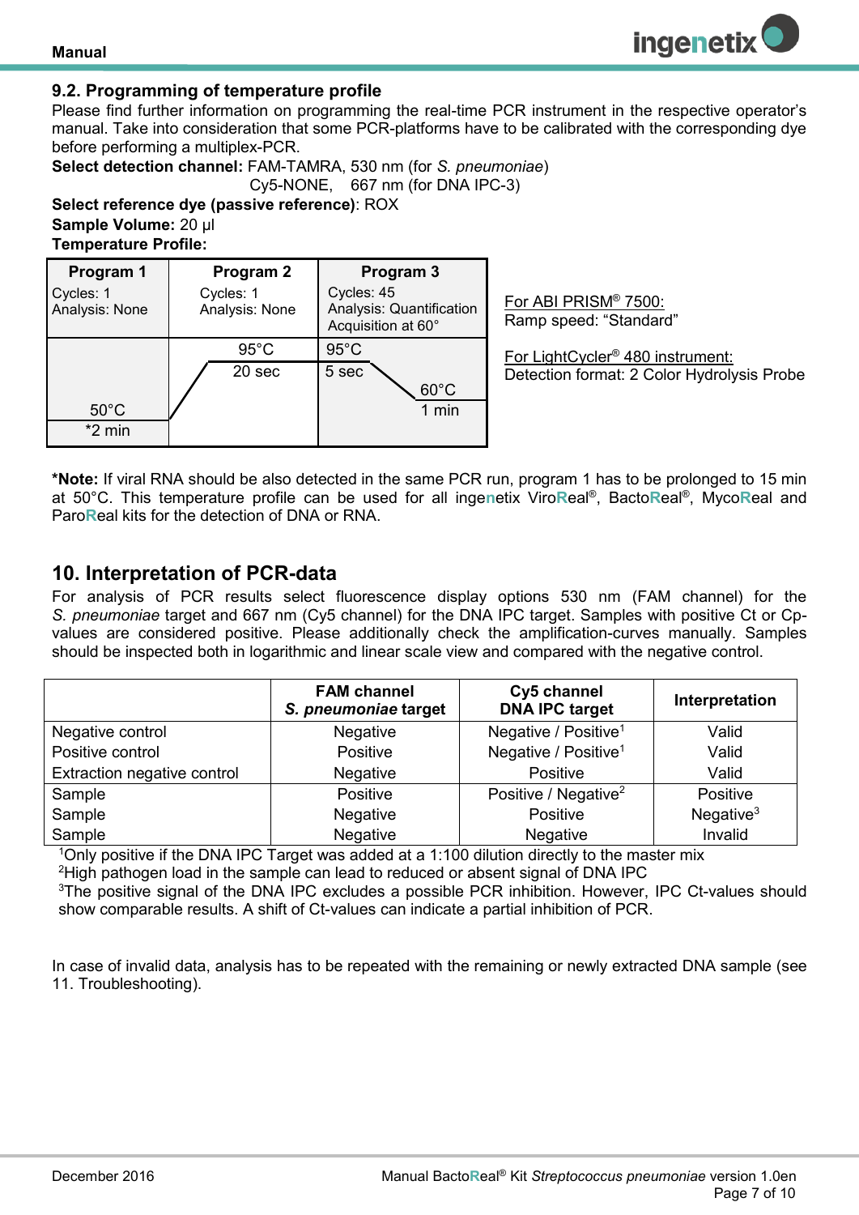## 9.2. Programming of temperature profile

Please find further information on programming the real-time PCR instrument in the respective operator's manual. Take into consideration that some PCR-platforms have to be calibrated with the corresponding dye before performing a multiplex-PCR.

**Select detection channel:** FAM-TAMRA, 530 nm (for *S. pneumoniae*)
Cy5-NONE, 667 nm (for DNA IPC-3)

**Select reference dye (passive reference)**: ROX

**Sample Volume:** 20 µl

**Temperature Profile:**

| Program 1 | Program 2 | Program 3 |
|---|---|---|
| Cycles: 1<br>Analysis: None | Cycles: 1<br>Analysis: None | Cycles: 45<br>Analysis: Quantification<br>Acquisition at 60° |
| 50°C<br>*2 min | 95°C<br>20 sec | 95°C<br>5 sec<br>60°C<br>1 min |

For ABI PRISM® 7500:
Ramp speed: "Standard"

For LightCycler® 480 instrument:
Detection format: 2 Color Hydrolysis Probe

***Note:** If viral RNA should be also detected in the same PCR run, program 1 has to be prolonged to 15 min at 50°C. This temperature profile can be used for all ingenetix ViroReal®, BactoReal®, MycoReal and ParoReal kits for the detection of DNA or RNA.

## 10. Interpretation of PCR-data

For analysis of PCR results select fluorescence display options 530 nm (FAM channel) for the *S. pneumoniae* target and 667 nm (Cy5 channel) for the DNA IPC target. Samples with positive Ct or Cp-values are considered positive. Please additionally check the amplification-curves manually. Samples should be inspected both in logarithmic and linear scale view and compared with the negative control.

| | FAM channel<br>***S. pneumoniae* target** | Cy5 channel<br>DNA IPC target | Interpretation |
|---|---|---|---|
| Negative control | Negative | Negative / Positive[1] | Valid |
| Positive control | Positive | Negative / Positive[1] | Valid |
| Extraction negative control | Negative | Positive | Valid |
| Sample | Positive | Positive / Negative[2] | Positive |
| Sample | Negative | Positive | Negative[3] |
| Sample | Negative | Negative | Invalid |

[1]Only positive if the DNA IPC Target was added at a 1:100 dilution directly to the master mix
[2]High pathogen load in the sample can lead to reduced or absent signal of DNA IPC
[3]The positive signal of the DNA IPC excludes a possible PCR inhibition. However, IPC Ct-values should show comparable results. A shift of Ct-values can indicate a partial inhibition of PCR.

In case of invalid data, analysis has to be repeated with the remaining or newly extracted DNA sample (see 11. Troubleshooting).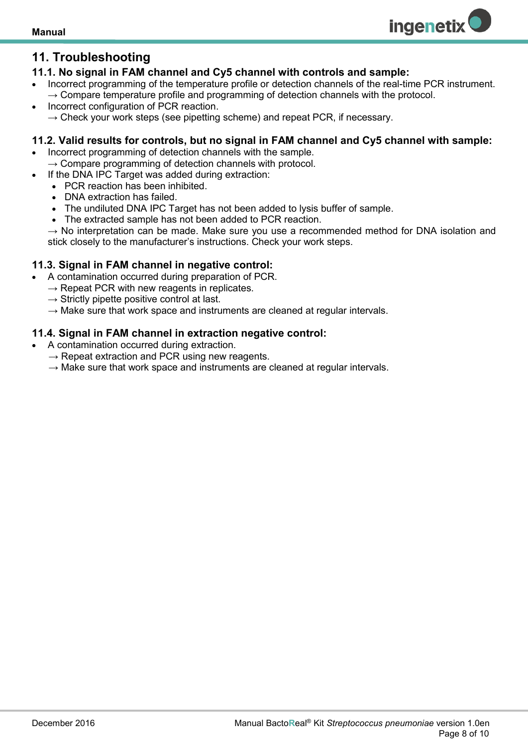# 11. Troubleshooting

## 11.1. No signal in FAM channel and Cy5 channel with controls and sample:

- Incorrect programming of the temperature profile or detection channels of the real-time PCR instrument.
  → Compare temperature profile and programming of detection channels with the protocol.
- Incorrect configuration of PCR reaction.
  → Check your work steps (see pipetting scheme) and repeat PCR, if necessary.

## 11.2. Valid results for controls, but no signal in FAM channel and Cy5 channel with sample:

- Incorrect programming of detection channels with the sample.
  → Compare programming of detection channels with protocol.
- If the DNA IPC Target was added during extraction:
  - PCR reaction has been inhibited.
  - DNA extraction has failed.
  - The undiluted DNA IPC Target has not been added to lysis buffer of sample.
  - The extracted sample has not been added to PCR reaction.

  → No interpretation can be made. Make sure you use a recommended method for DNA isolation and stick closely to the manufacturer's instructions. Check your work steps.

## 11.3. Signal in FAM channel in negative control:

- A contamination occurred during preparation of PCR.
  → Repeat PCR with new reagents in replicates.
  → Strictly pipette positive control at last.
  → Make sure that work space and instruments are cleaned at regular intervals.

## 11.4. Signal in FAM channel in extraction negative control:

- A contamination occurred during extraction.
  → Repeat extraction and PCR using new reagents.
  → Make sure that work space and instruments are cleaned at regular intervals.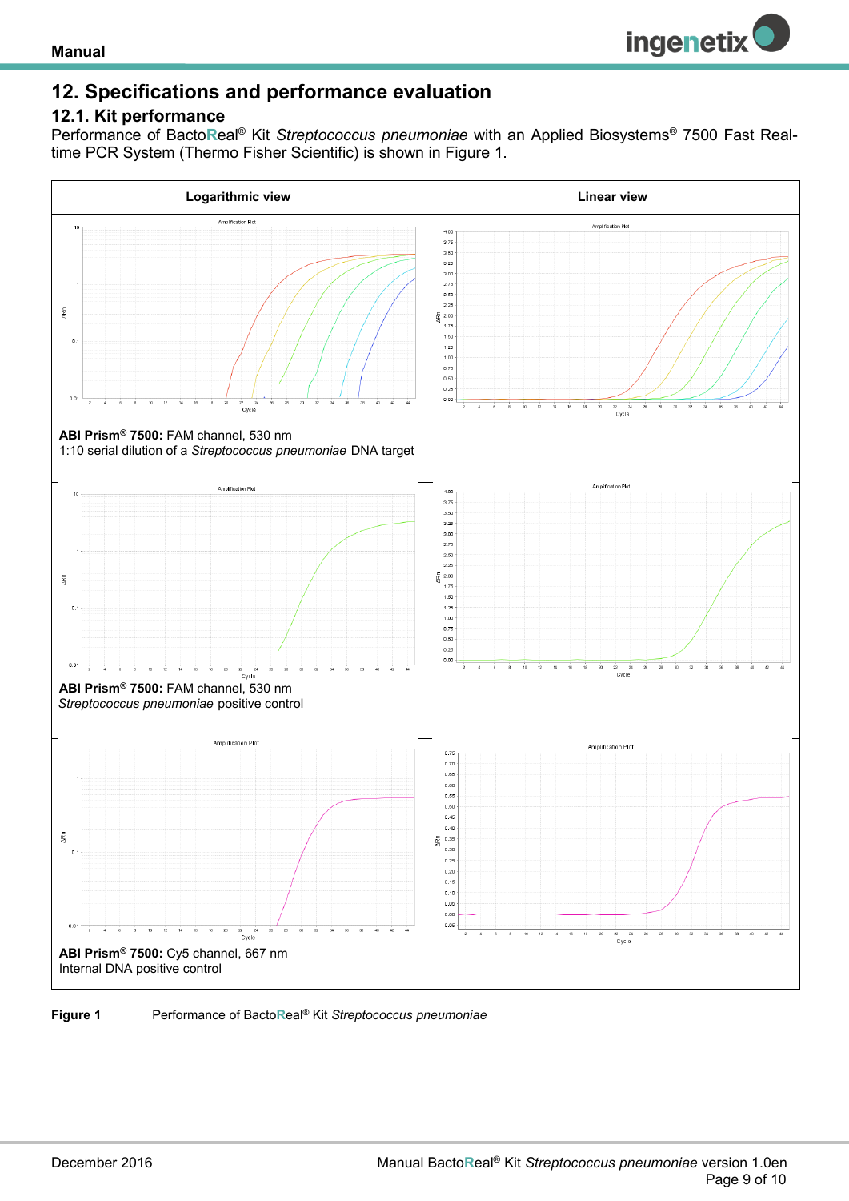## 12. Specifications and performance evaluation

### 12.1. Kit performance

Performance of BactoReal® Kit *Streptococcus pneumoniae* with an Applied Biosystems® 7500 Fast Real-time PCR System (Thermo Fisher Scientific) is shown in Figure 1.

| Logarithmic view | Linear view |
| --- | --- |

Amplification Plot
ΔRn
10
1
0.1
0.01
Cycle
2 4 6 8 10 12 14 16 18 20 22 24 26 28 30 32 34 36 38 40 42 44

Amplification Plot
ΔRn
4.00 3.75 3.50 3.25 3.00 2.75 2.50 2.25 2.00 1.75 1.50 1.25 1.00 0.75 0.50 0.25 0.00
Cycle
2 4 6 8 10 12 14 16 18 20 22 24 26 28 30 32 34 36 38 40 42 44

**ABI Prism® 7500:** FAM channel, 530 nm
1:10 serial dilution of a *Streptococcus pneumoniae* DNA target

Amplification Plot
ΔRn
10
1
0.1
0.01
Cycle
2 4 6 8 10 12 14 16 18 20 22 24 26 28 30 32 34 36 38 40 42 44

Amplification Plot
ΔRn
4.00 3.75 3.50 3.25 3.00 2.75 2.50 2.25 2.00 1.75 1.50 1.25 1.00 0.75 0.50 0.25 0.00
Cycle
2 4 6 8 10 12 14 16 18 20 22 24 26 28 30 32 34 36 38 40 42 44

**ABI Prism® 7500:** FAM channel, 530 nm
*Streptococcus pneumoniae* positive control

Amplification Plot
ΔRn
1
0.1
0.01
Cycle
2 4 6 8 10 12 14 16 18 20 22 24 26 28 30 32 34 36 38 40 42 44

Amplification Plot
ΔRn
0.75 0.70 0.65 0.60 0.55 0.50 0.45 0.40 0.35 0.30 0.25 0.20 0.15 0.10 0.05 0.00 -0.05
Cycle
2 4 6 8 10 12 14 16 18 20 22 24 26 28 30 32 34 36 38 40 42 44

**ABI Prism® 7500:** Cy5 channel, 667 nm
Internal DNA positive control

**Figure 1** Performance of BactoReal® Kit *Streptococcus pneumoniae*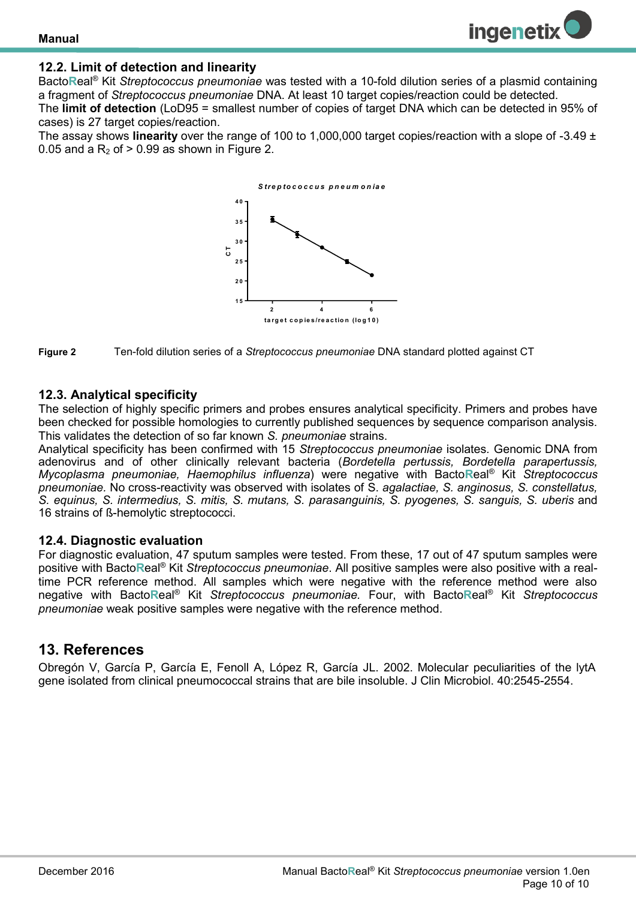## 12.2. Limit of detection and linearity

BactoReal® Kit *Streptococcus pneumoniae* was tested with a 10-fold dilution series of a plasmid containing a fragment of *Streptococcus pneumoniae* DNA. At least 10 target copies/reaction could be detected.
The **limit of detection** (LoD95 = smallest number of copies of target DNA which can be detected in 95% of cases) is 27 target copies/reaction.
The assay shows **linearity** over the range of 100 to 1,000,000 target copies/reaction with a slope of -3.49 ± 0.05 and a $R_2$ of > 0.99 as shown in Figure 2.

*Streptococcus pneumoniae*

CT

40
35
30
25
20
15

2
4
6

target copies/reaction (log10)

**Figure 2** Ten-fold dilution series of a *Streptococcus pneumoniae* DNA standard plotted against CT

## 12.3. Analytical specificity

The selection of highly specific primers and probes ensures analytical specificity. Primers and probes have been checked for possible homologies to currently published sequences by sequence comparison analysis. This validates the detection of so far known *S. pneumoniae* strains.
Analytical specificity has been confirmed with 15 *Streptococcus pneumoniae* isolates. Genomic DNA from adenovirus and of other clinically relevant bacteria (*Bordetella pertussis, Bordetella parapertussis, Mycoplasma pneumoniae, Haemophilus influenza*) were negative with BactoReal® Kit *Streptococcus pneumoniae.* No cross-reactivity was observed with isolates of S. *agalactiae, S. anginosus, S. constellatus, S. equinus, S. intermedius, S. mitis, S. mutans, S. parasanguinis, S. pyogenes, S. sanguis, S. uberis* and 16 strains of ß-hemolytic streptococci.

## 12.4. Diagnostic evaluation

For diagnostic evaluation, 47 sputum samples were tested. From these, 17 out of 47 sputum samples were positive with BactoReal® Kit *Streptococcus pneumoniae*. All positive samples were also positive with a real-time PCR reference method. All samples which were negative with the reference method were also negative with BactoReal® Kit *Streptococcus pneumoniae.* Four, with BactoReal® Kit *Streptococcus pneumoniae* weak positive samples were negative with the reference method.

# 13. References

Obregón V, García P, García E, Fenoll A, López R, García JL. 2002. Molecular peculiarities of the lytA gene isolated from clinical pneumococcal strains that are bile insoluble. J Clin Microbiol. 40:2545-2554.